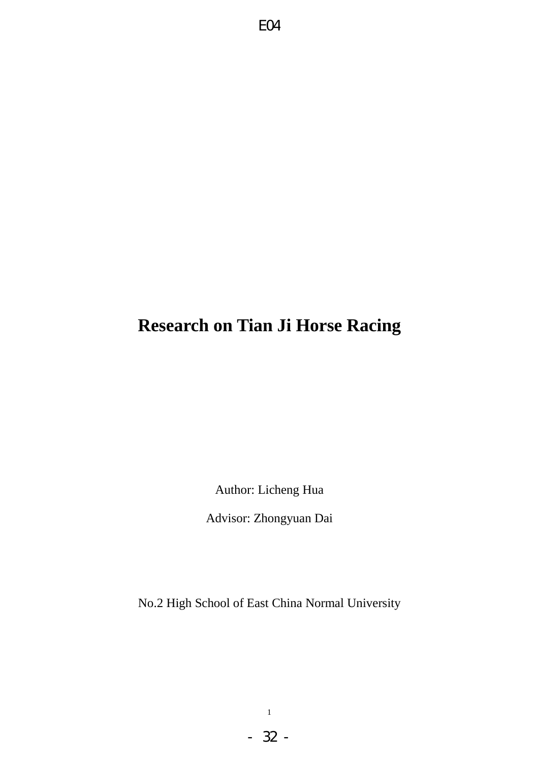# Research on Tian Ji Horse Racing

Author: Licheng Hua

Advisor: Zhongyuan Dai

No.2 High School of East China Normal University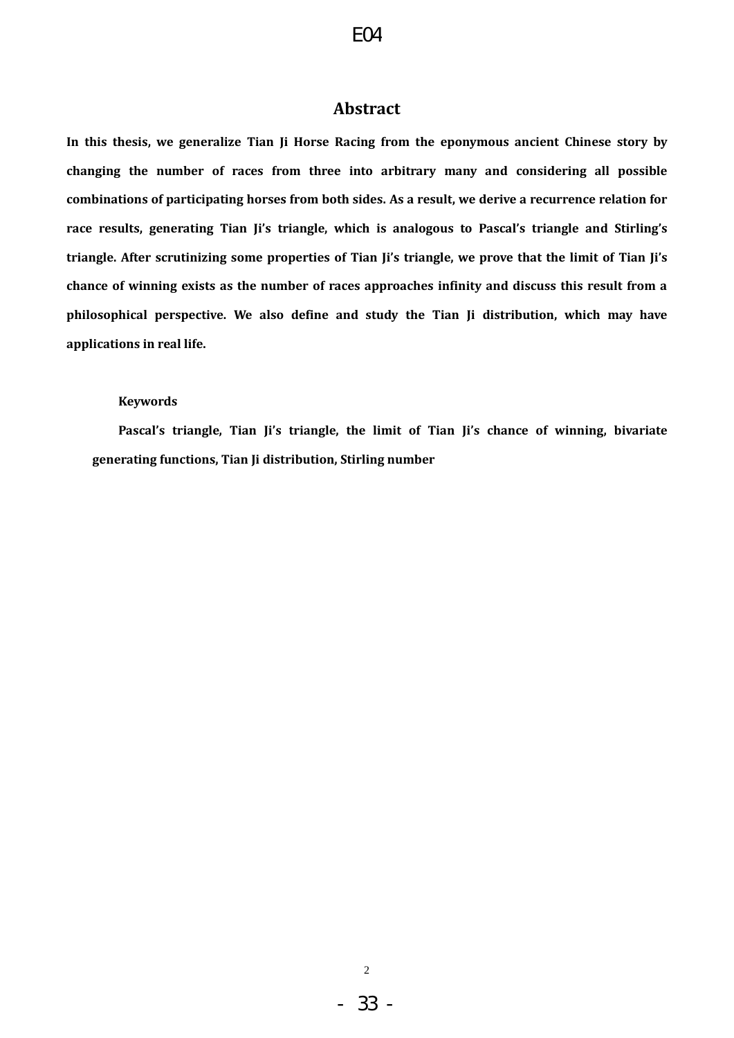## Abstract

**In this thesis, we generalize Tian Ji Horse Racing from the eponymous ancient Chinese story by changing the number of races from three into arbitrary many and considering all possible combinations of participating horses from both sides. As a result, we derive a recurrence relation for race results, generating Tian Ji's triangle, which is analogous to Pascal's triangle and Stirling's triangle. After scrutinizing some properties of Tian Ji's triangle, we prove that the limit of Tian Ji's chance of winning exists as the number of races approaches infinity and discuss this result from a philosophical perspective. We also define and study the Tian Ji distribution, which may have applications in real life.**

**Keywords**

**Pascal's triangle, Tian Ji's triangle, the limit of Tian Ji's chance of winning, bivariate generating functions, Tian Ji distribution, Stirling number**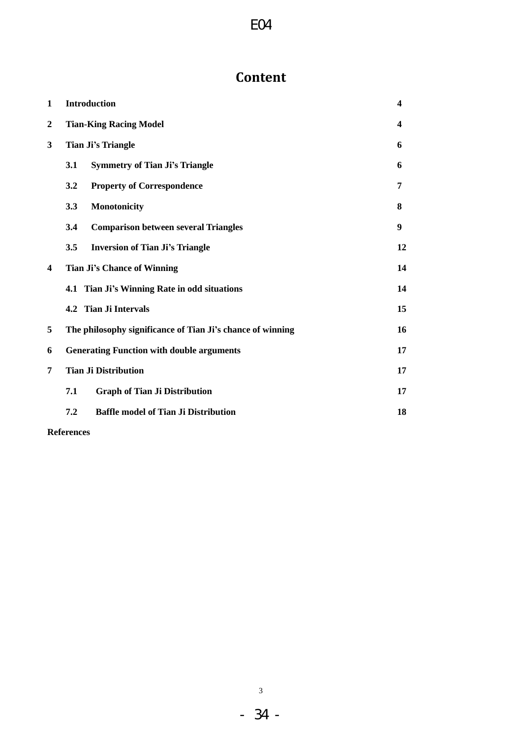# Content

| | | |
|---|---|---|
| **1** | **Introduction** | **4** |
| **2** | **Tian-King Racing Model** | **4** |
| **3** | **Tian Ji's Triangle** | **6** |
| | **3.1 Symmetry of Tian Ji's Triangle** | **6** |
| | **3.2 Property of Correspondence** | **7** |
| | **3.3 Monotonicity** | **8** |
| | **3.4 Comparison between several Triangles** | **9** |
| | **3.5 Inversion of Tian Ji's Triangle** | **12** |
| **4** | **Tian Ji's Chance of Winning** | **14** |
| | **4.1 Tian Ji's Winning Rate in odd situations** | **14** |
| | **4.2 Tian Ji Intervals** | **15** |
| **5** | **The philosophy significance of Tian Ji's chance of winning** | **16** |
| **6** | **Generating Function with double arguments** | **17** |
| **7** | **Tian Ji Distribution** | **17** |
| | **7.1 Graph of Tian Ji Distribution** | **17** |
| | **7.2 Baffle model of Tian Ji Distribution** | **18** |
| **References** | | |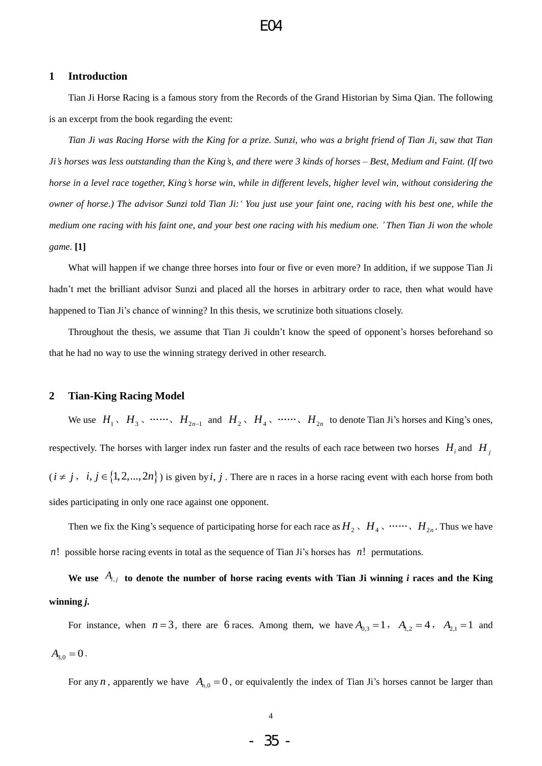## 1 Introduction

Tian Ji Horse Racing is a famous story from the Records of the Grand Historian by Sima Qian. The following is an excerpt from the book regarding the event:

*Tian Ji was Racing Horse with the King for a prize. Sunzi, who was a bright friend of Tian Ji, saw that Tian Ji's horses was less outstanding than the King's, and there were 3 kinds of horses – Best, Medium and Faint. (If two horse in a level race together, King's horse win, while in different levels, higher level win, without considering the owner of horse.) The advisor Sunzi told Tian Ji:' You just use your faint one, racing with his best one, while the medium one racing with his faint one, and your best one racing with his medium one.' Then Tian Ji won the whole game.* **[1]**

What will happen if we change three horses into four or five or even more? In addition, if we suppose Tian Ji hadn't met the brilliant advisor Sunzi and placed all the horses in arbitrary order to race, then what would have happened to Tian Ji's chance of winning? In this thesis, we scrutinize both situations closely.

Throughout the thesis, we assume that Tian Ji couldn't know the speed of opponent's horses beforehand so that he had no way to use the winning strategy derived in other research.

## 2 Tian-King Racing Model

We use $H_1$、$H_3$、……、$H_{2n-1}$ and $H_2$、$H_4$、……、$H_{2n}$ to denote Tian Ji's horses and King's ones, respectively. The horses with larger index run faster and the results of each race between two horses $H_i$ and $H_j$ ($i \neq j$, $i, j \in \{1, 2, ..., 2n\}$) is given by $i, j$. There are n races in a horse racing event with each horse from both sides participating in only one race against one opponent.

Then we fix the King's sequence of participating horse for each race as $H_2$、$H_4$、……、$H_{2n}$. Thus we have $n!$ possible horse racing events in total as the sequence of Tian Ji's horses has $n!$ permutations.

**We use $A_{i,j}$ to denote the number of horse racing events with Tian Ji winning *i* races and the King winning *j*.**

For instance, when $n = 3$, there are 6 races. Among them, we have $A_{0,3} = 1$, $A_{1,2} = 4$, $A_{2,1} = 1$ and $A_{3,0} = 0$.

For any $n$, apparently we have $A_{n,0} = 0$, or equivalently the index of Tian Ji's horses cannot be larger than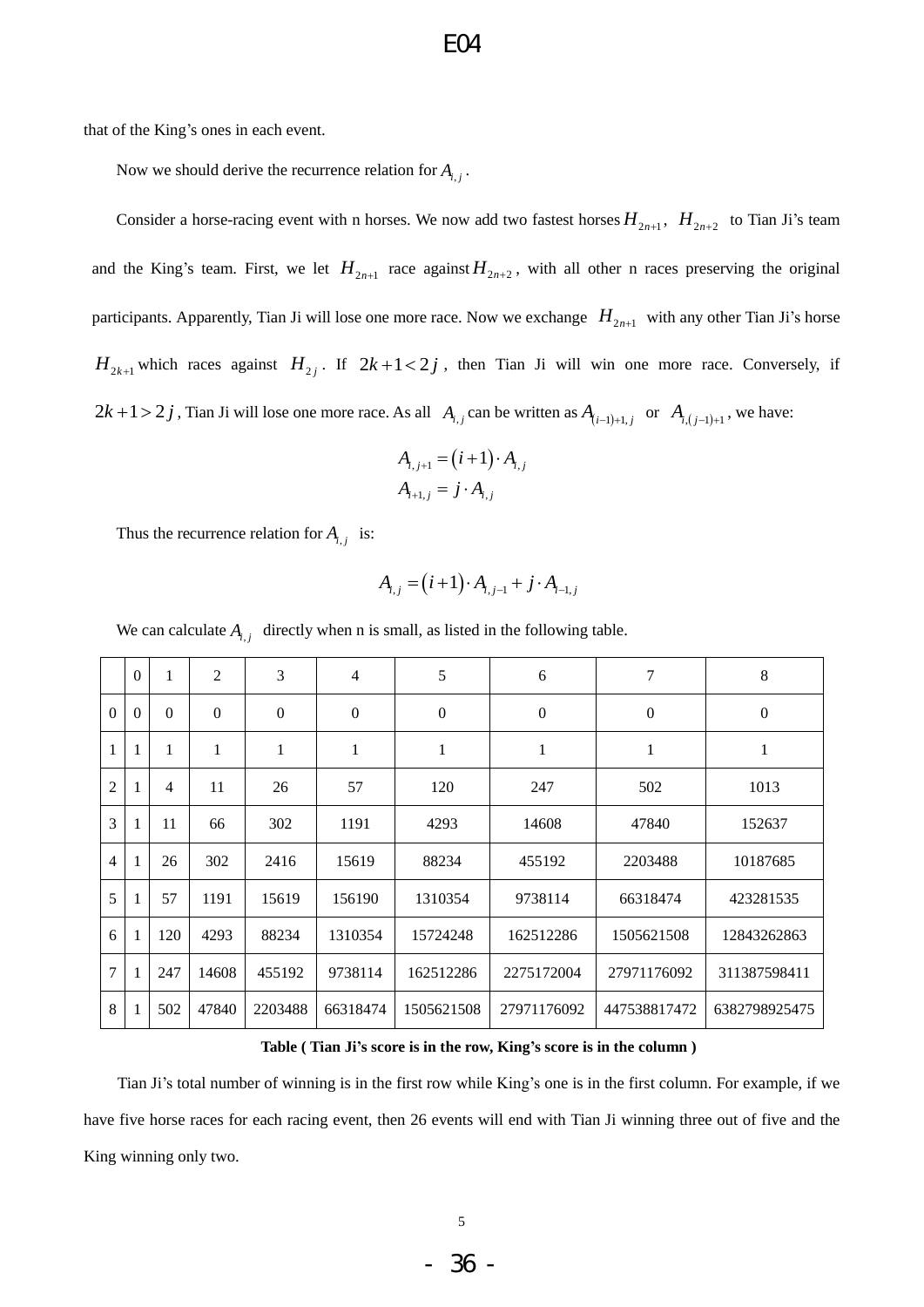that of the King's ones in each event.

Now we should derive the recurrence relation for $A_{i,j}$.

Consider a horse-racing event with n horses. We now add two fastest horses $H_{2n+1}$, $H_{2n+2}$ to Tian Ji's team and the King's team. First, we let $H_{2n+1}$ race against $H_{2n+2}$, with all other n races preserving the original participants. Apparently, Tian Ji will lose one more race. Now we exchange $H_{2n+1}$ with any other Tian Ji's horse $H_{2k+1}$ which races against $H_{2j}$. If $2k+1<2j$, then Tian Ji will win one more race. Conversely, if $2k+1>2j$, Tian Ji will lose one more race. As all $A_{i,j}$ can be written as $A_{(i-1)+1,j}$ or $A_{i,(j-1)+1}$, we have:

$$A_{i,j+1} = (i+1)\cdot A_{i,j}$$
$$A_{i+1,j} = j\cdot A_{i,j}$$

Thus the recurrence relation for $A_{i,j}$ is:

$$A_{i,j} = (i+1)\cdot A_{i,j-1} + j\cdot A_{i-1,j}$$

We can calculate $A_{i,j}$ directly when n is small, as listed in the following table.

| | 0 | 1 | 2 | 3 | 4 | 5 | 6 | 7 | 8 |
|---|---|---|---|---|---|---|---|---|---|
| 0 | 0 | 0 | 0 | 0 | 0 | 0 | 0 | 0 | 0 |
| 1 | 1 | 1 | 1 | 1 | 1 | 1 | 1 | 1 | 1 |
| 2 | 1 | 4 | 11 | 26 | 57 | 120 | 247 | 502 | 1013 |
| 3 | 1 | 11 | 66 | 302 | 1191 | 4293 | 14608 | 47840 | 152637 |
| 4 | 1 | 26 | 302 | 2416 | 15619 | 88234 | 455192 | 2203488 | 10187685 |
| 5 | 1 | 57 | 1191 | 15619 | 156190 | 1310354 | 9738114 | 66318474 | 423281535 |
| 6 | 1 | 120 | 4293 | 88234 | 1310354 | 15724248 | 162512286 | 1505621508 | 12843262863 |
| 7 | 1 | 247 | 14608 | 455192 | 9738114 | 162512286 | 2275172004 | 27971176092 | 311387598411 |
| 8 | 1 | 502 | 47840 | 2203488 | 66318474 | 1505621508 | 27971176092 | 447538817472 | 6382798925475 |

**Table ( Tian Ji's score is in the row, King's score is in the column )**

Tian Ji's total number of winning is in the first row while King's one is in the first column. For example, if we have five horse races for each racing event, then 26 events will end with Tian Ji winning three out of five and the King winning only two.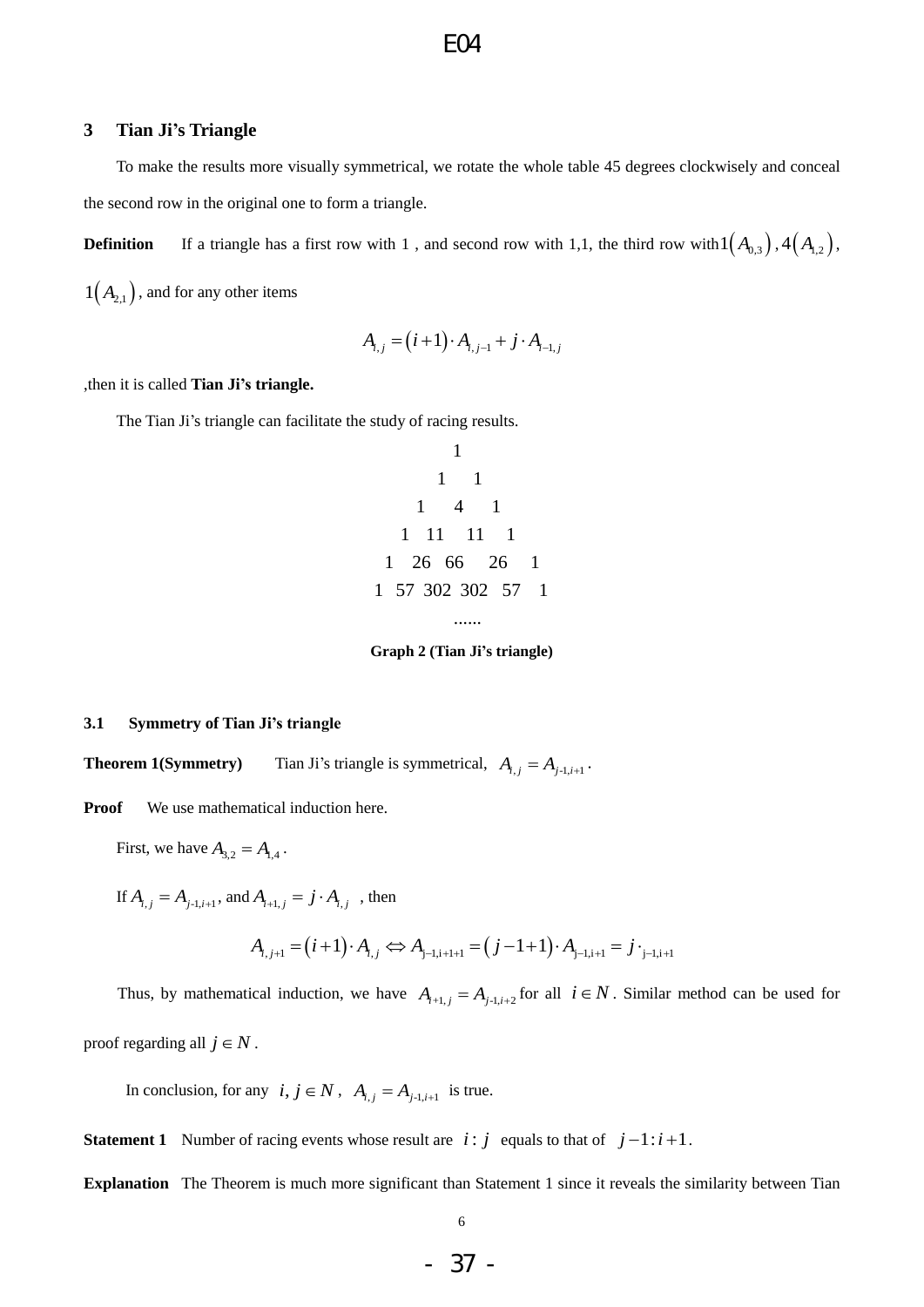## 3 Tian Ji's Triangle

To make the results more visually symmetrical, we rotate the whole table 45 degrees clockwisely and conceal the second row in the original one to form a triangle.

**Definition** If a triangle has a first row with 1 , and second row with 1,1, the third row with $1\left(A_{0,3}\right)$, $4\left(A_{1,2}\right)$, $1\left(A_{2,1}\right)$, and for any other items

$$A_{i,j} = \left(i+1\right) \cdot A_{i,j-1} + j \cdot A_{i-1,j}$$

,then it is called **Tian Ji's triangle.**

The Tian Ji's triangle can facilitate the study of racing results.

```
            1
          1   1
        1   4   1
      1  11  11   1
    1  26  66  26   1
  1  57  302 302  57  1
          ......
```

**Graph 2 (Tian Ji's triangle)**

### 3.1 Symmetry of Tian Ji's triangle

**Theorem 1(Symmetry)** Tian Ji's triangle is symmetrical, $A_{i,j} = A_{j\text{-}1,i+1}$.

**Proof** We use mathematical induction here.

First, we have $A_{3,2} = A_{1,4}$.

If $A_{i,j} = A_{j\text{-}1,i+1}$, and $A_{i+1,j} = j \cdot A_{i,j}$ , then

$$A_{i,j+1} = \left(i+1\right) \cdot A_{i,j} \Leftrightarrow A_{\text{j}-1,\text{i}+1+1} = \left(j-1+1\right) \cdot A_{\text{j}-1,\text{i}+1} = j \cdot_{\text{j}-1,\text{i}+1}$$

Thus, by mathematical induction, we have $A_{i+1,j} = A_{j\text{-}1,i+2}$ for all $i \in N$. Similar method can be used for proof regarding all $j \in N$.

In conclusion, for any $i, j \in N$, $A_{i,j} = A_{j\text{-}1,i+1}$ is true.

**Statement 1** Number of racing events whose result are $i:j$ equals to that of $j-1:i+1$.

**Explanation** The Theorem is much more significant than Statement 1 since it reveals the similarity between Tian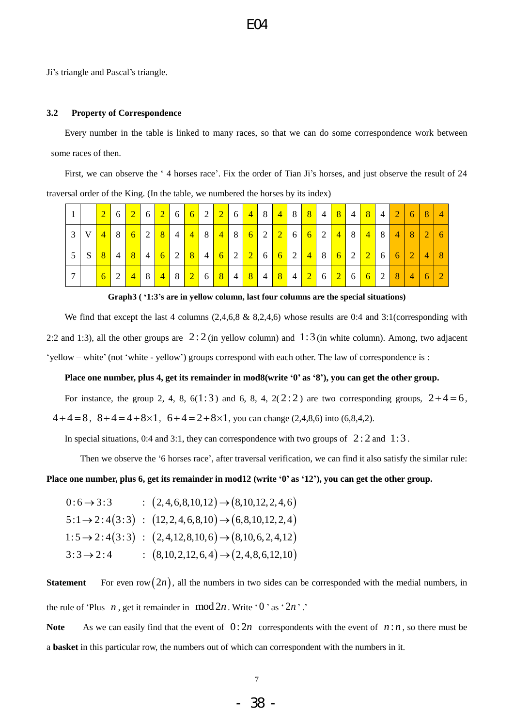Ji's triangle and Pascal's triangle.

### 3.2 Property of Correspondence

Every number in the table is linked to many races, so that we can do some correspondence work between some races of then.

First, we can observe the ' 4 horses race'. Fix the order of Tian Ji's horses, and just observe the result of 24 traversal order of the King. (In the table, we numbered the horses by its index)

| 1 |  | 2 | 6 | 2 | 6 | 2 | 6 | 6 | 2 | 2 | 6 | 4 | 8 | 4 | 8 | 8 | 4 | 8 | 4 | 8 | 4 | 2 | 6 | 8 | 4 |
|---|---|---|---|---|---|---|---|---|---|---|---|---|---|---|---|---|---|---|---|---|---|---|---|---|---|
| 3 | V | 4 | 8 | 6 | 2 | 8 | 4 | 4 | 8 | 4 | 8 | 6 | 2 | 2 | 6 | 6 | 2 | 4 | 8 | 4 | 8 | 4 | 8 | 2 | 6 |
| 5 | S | 8 | 4 | 8 | 4 | 6 | 2 | 8 | 4 | 6 | 2 | 2 | 6 | 6 | 2 | 4 | 8 | 6 | 2 | 2 | 6 | 6 | 2 | 4 | 8 |
| 7 |  | 6 | 2 | 4 | 8 | 4 | 8 | 2 | 6 | 8 | 4 | 8 | 4 | 8 | 4 | 2 | 6 | 2 | 6 | 6 | 2 | 8 | 4 | 6 | 2 |

**Graph3 ( '1:3's are in yellow column, last four columns are the special situations)**

We find that except the last 4 columns (2,4,6,8 & 8,2,4,6) whose results are 0:4 and 3:1(corresponding with 2:2 and 1:3), all the other groups are $2:2$ (in yellow column) and $1:3$ (in white column). Among, two adjacent 'yellow – white' (not 'white - yellow') groups correspond with each other. The law of correspondence is :

**Place one number, plus 4, get its remainder in mod8(write '0' as '8'), you can get the other group.**

For instance, the group 2, 4, 8, 6($1:3$) and 6, 8, 4, 2($2:2$) are two corresponding groups, $2+4=6$, $4+4=8$, $8+4=4+8\times1$, $6+4=2+8\times1$, you can change (2,4,8,6) into (6,8,4,2).

In special situations, 0:4 and 3:1, they can correspondence with two groups of $2:2$ and $1:3$.

Then we observe the '6 horses race', after traversal verification, we can find it also satisfy the similar rule:

**Place one number, plus 6, get its remainder in mod12 (write '0' as '12'), you can get the other group.**

$$
\begin{aligned}
&0:6\rightarrow 3:3 &&: (2,4,6,8,10,12)\rightarrow(8,10,12,2,4,6)\\
&5:1\rightarrow 2:4(3:3) &&: (12,2,4,6,8,10)\rightarrow(6,8,10,12,2,4)\\
&1:5\rightarrow 2:4(3:3) &&: (2,4,12,8,10,6)\rightarrow(8,10,6,2,4,12)\\
&3:3\rightarrow 2:4 &&: (8,10,2,12,6,4)\rightarrow(2,4,8,6,12,10)
\end{aligned}
$$

**Statement** For even row $(2n)$, all the numbers in two sides can be corresponded with the medial numbers, in the rule of 'Plus $n$, get it remainder in $\bmod 2n$. Write '$0$' as '$2n$'.'

**Note** As we can easily find that the event of $0:2n$ correspondents with the event of $n:n$, so there must be a **basket** in this particular row, the numbers out of which can correspondent with the numbers in it.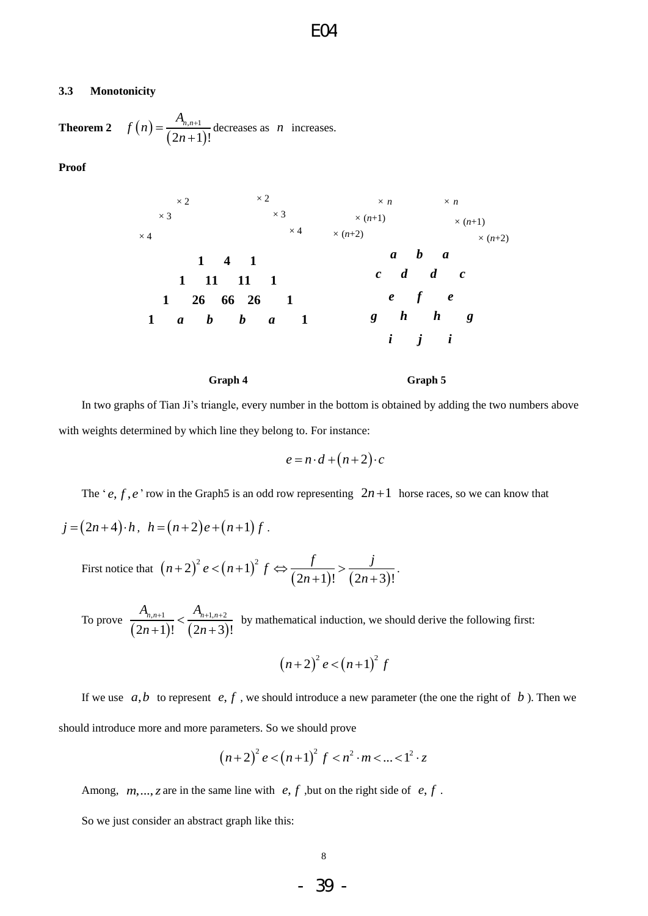### 3.3 Monotonicity

**Theorem 2** $f(n) = \dfrac{A_{n,n+1}}{(2n+1)!}$ decreases as $n$ increases.

**Proof**

Graph 4:

```
              × 2           × 2
          × 3                   × 3
      × 4                           × 4

              1     4     1
          1    11    11     1
      1    26    66    26     1
  1     a     b     b     a     1
```

Graph 5:

```
         × n            × n
     × (n+1)              × (n+1)
 × (n+2)                      × (n+2)

          a     b     a
      c     d     d     c
          e     f     e
      g     h     h     g
          i     j     i
```

**Graph 4** **Graph 5**

In two graphs of Tian Ji's triangle, every number in the bottom is obtained by adding the two numbers above with weights determined by which line they belong to. For instance:

$$e = n \cdot d + (n+2) \cdot c$$

The '$e, f, e$' row in the Graph5 is an odd row representing $2n+1$ horse races, so we can know that $j = (2n+4) \cdot h$, $h = (n+2)e + (n+1)f$.

First notice that $(n+2)^2 e < (n+1)^2 f \Leftrightarrow \dfrac{f}{(2n+1)!} > \dfrac{j}{(2n+3)!}$.

To prove $\dfrac{A_{n,n+1}}{(2n+1)!} < \dfrac{A_{n+1,n+2}}{(2n+3)!}$ by mathematical induction, we should derive the following first:

$$(n+2)^2 e < (n+1)^2 f$$

If we use $a, b$ to represent $e, f$, we should introduce a new parameter (the one the right of $b$). Then we should introduce more and more parameters. So we should prove

$$(n+2)^2 e < (n+1)^2 f < n^2 \cdot m < \ldots < 1^2 \cdot z$$

Among, $m, \ldots, z$ are in the same line with $e, f$, but on the right side of $e, f$.

So we just consider an abstract graph like this: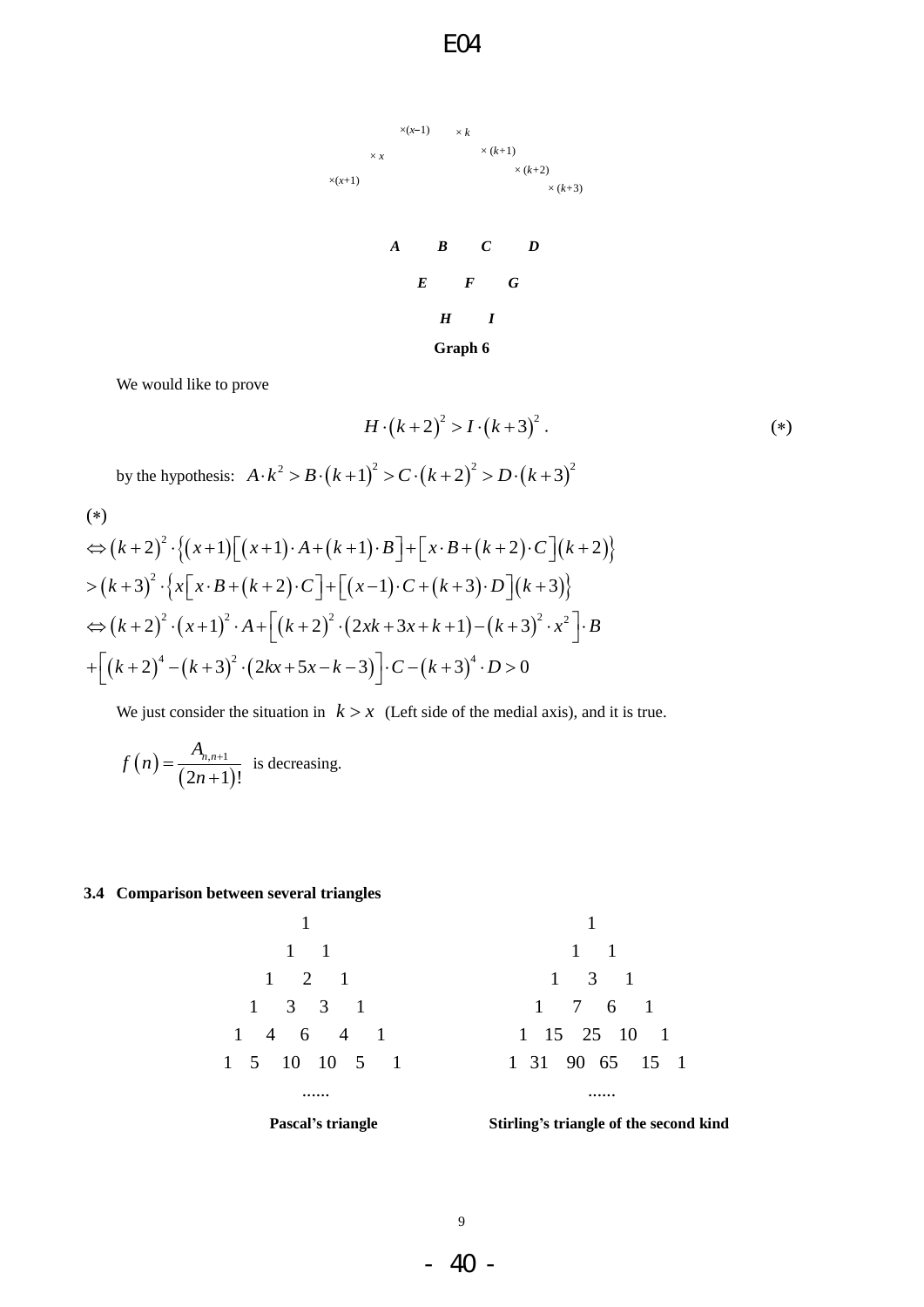×$(x-1)$ × $k$

× $x$ × $(k+1)$

×$(x+1)$ × $(k+2)$

× $(k+3)$

***A*** ***B*** ***C*** ***D***

***E*** ***F*** ***G***

***H*** ***I***

**Graph 6**

We would like to prove

$$H\cdot(k+2)^2 > I\cdot(k+3)^2 . \qquad (*)$$

by the hypothesis: $A\cdot k^2 > B\cdot(k+1)^2 > C\cdot(k+2)^2 > D\cdot(k+3)^2$

$(*)$

$$\Leftrightarrow (k+2)^2\cdot\left\{(x+1)\left[(x+1)\cdot A+(k+1)\cdot B\right]+\left[x\cdot B+(k+2)\cdot C\right](k+2)\right\}$$

$$> (k+3)^2\cdot\left\{x\left[x\cdot B+(k+2)\cdot C\right]+\left[(x-1)\cdot C+(k+3)\cdot D\right](k+3)\right\}$$

$$\Leftrightarrow (k+2)^2\cdot(x+1)^2\cdot A+\left[(k+2)^2\cdot(2xk+3x+k+1)-(k+3)^2\cdot x^2\right]\cdot B$$

$$+\left[(k+2)^4-(k+3)^2\cdot(2kx+5x-k-3)\right]\cdot C-(k+3)^4\cdot D>0$$

We just consider the situation in $k > x$ (Left side of the medial axis), and it is true.

$f(n)=\dfrac{A_{n,n+1}}{(2n+1)!}$ is decreasing.

### 3.4 Comparison between several triangles

```
            1
          1   1
        1   2   1
      1   3   3   1
    1   4   6   4   1
  1   5  10  10   5   1
          ......
```

**Pascal's triangle**

```
            1
          1   1
        1   3   1
      1   7   6   1
    1  15  25  10   1
  1  31  90  65  15   1
          ......
```

**Stirling's triangle of the second kind**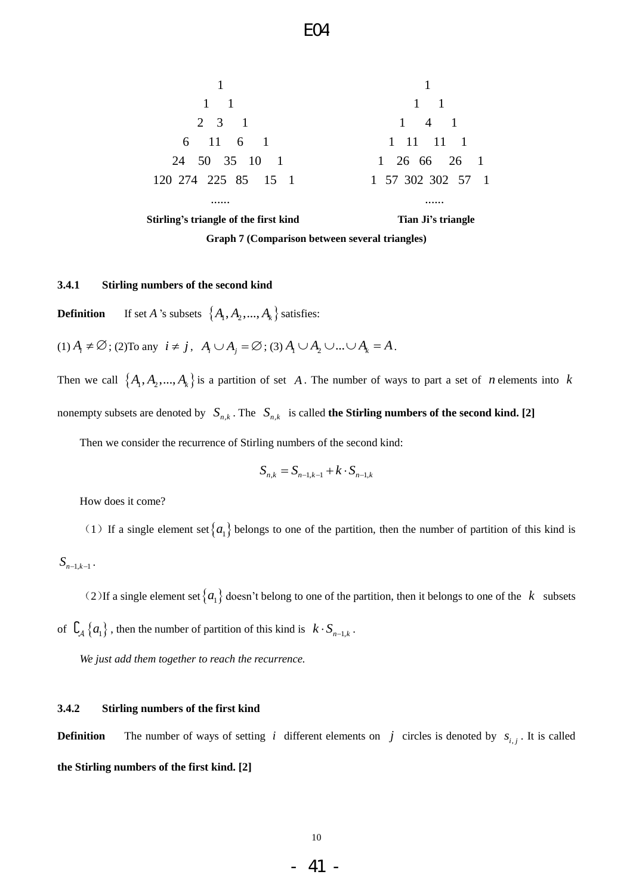| Stirling's triangle of the first kind | Tian Ji's triangle |
|---|---|
| 1 | 1 |
| 1 1 | 1 1 |
| 2 3 1 | 1 4 1 |
| 6 11 6 1 | 1 11 11 1 |
| 24 50 35 10 1 | 1 26 66 26 1 |
| 120 274 225 85 15 1 | 1 57 302 302 57 1 |
| ...... | ...... |

**Graph 7 (Comparison between several triangles)**

#### 3.4.1 Stirling numbers of the second kind

**Definition** If set $A$'s subsets $\{A_1, A_2, ..., A_k\}$ satisfies:

(1) $A_i \neq \varnothing$; (2)To any $i \neq j$, $A_i \cup A_j = \varnothing$; (3) $A_1 \cup A_2 \cup ... \cup A_k = A$.

Then we call $\{A_1, A_2, ..., A_k\}$ is a partition of set $A$. The number of ways to part a set of $n$ elements into $k$ nonempty subsets are denoted by $S_{n,k}$. The $S_{n,k}$ is called **the Stirling numbers of the second kind. [2]**

Then we consider the recurrence of Stirling numbers of the second kind:

$$S_{n,k} = S_{n-1,k-1} + k \cdot S_{n-1,k}$$

How does it come?

(1) If a single element set $\{a_1\}$ belongs to one of the partition, then the number of partition of this kind is $S_{n-1,k-1}$.

(2)If a single element set $\{a_1\}$ doesn't belong to one of the partition, then it belongs to one of the $k$ subsets of $\complement_A \{a_1\}$, then the number of partition of this kind is $k \cdot S_{n-1,k}$.

*We just add them together to reach the recurrence.*

#### 3.4.2 Stirling numbers of the first kind

**Definition** The number of ways of setting $i$ different elements on $j$ circles is denoted by $s_{i,j}$. It is called **the Stirling numbers of the first kind. [2]**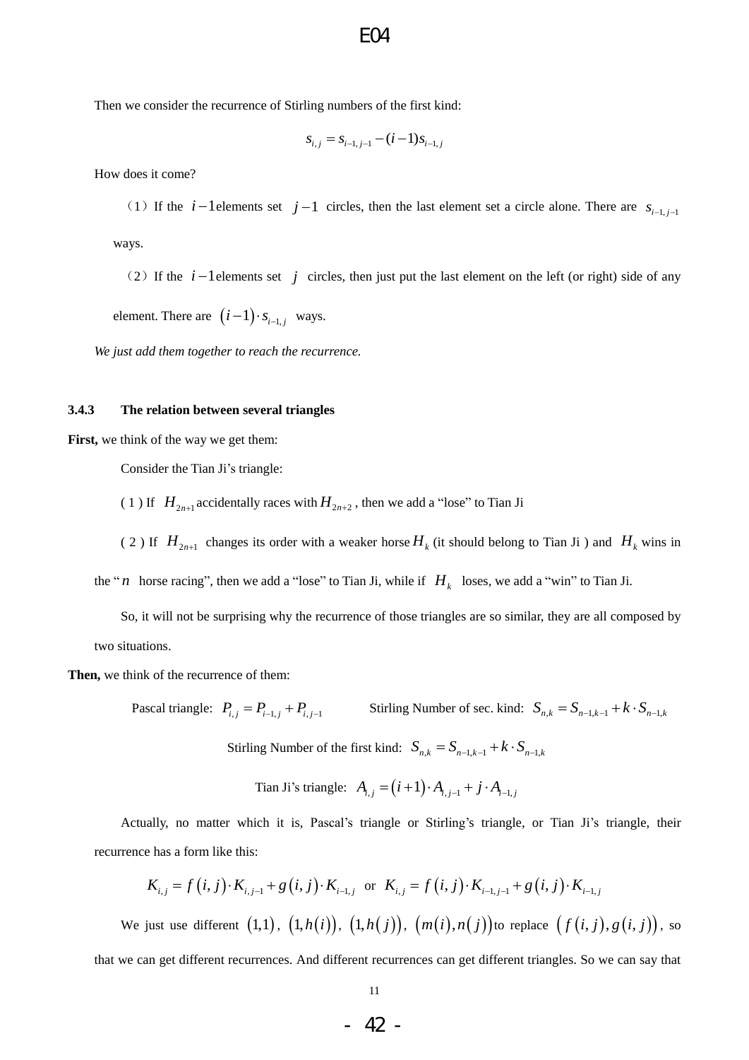Then we consider the recurrence of Stirling numbers of the first kind:

$$s_{i,j} = s_{i-1,j-1} - (i-1)s_{i-1,j}$$

How does it come?

（1）If the $i-1$ elements set $j-1$ circles, then the last element set a circle alone. There are $s_{i-1,j-1}$ ways.

（2）If the $i-1$ elements set $j$ circles, then just put the last element on the left (or right) side of any element. There are $(i-1)\cdot s_{i-1,j}$ ways.

*We just add them together to reach the recurrence.*

### 3.4.3 The relation between several triangles

**First,** we think of the way we get them:

Consider the Tian Ji's triangle:

( 1 ) If $H_{2n+1}$ accidentally races with $H_{2n+2}$, then we add a "lose" to Tian Ji

( 2 ) If $H_{2n+1}$ changes its order with a weaker horse $H_k$ (it should belong to Tian Ji ) and $H_k$ wins in the "$n$ horse racing", then we add a "lose" to Tian Ji, while if $H_k$ loses, we add a "win" to Tian Ji.

So, it will not be surprising why the recurrence of those triangles are so similar, they are all composed by two situations.

**Then,** we think of the recurrence of them:

Pascal triangle: $P_{i,j} = P_{i-1,j} + P_{i,j-1}$ Stirling Number of sec. kind: $S_{n,k} = S_{n-1,k-1} + k \cdot S_{n-1,k}$

Stirling Number of the first kind: $S_{n,k} = S_{n-1,k-1} + k \cdot S_{n-1,k}$

Tian Ji's triangle: $A_{i,j} = (i+1)\cdot A_{i,j-1} + j \cdot A_{i-1,j}$

Actually, no matter which it is, Pascal's triangle or Stirling's triangle, or Tian Ji's triangle, their recurrence has a form like this:

$$K_{i,j} = f(i,j)\cdot K_{i,j-1} + g(i,j)\cdot K_{i-1,j} \quad \text{or} \quad K_{i,j} = f(i,j)\cdot K_{i-1,j-1} + g(i,j)\cdot K_{i-1,j}$$

We just use different $(1,1)$, $(1,h(i))$, $(1,h(j))$, $(m(i),n(j))$ to replace $(f(i,j),g(i,j))$, so that we can get different recurrences. And different recurrences can get different triangles. So we can say that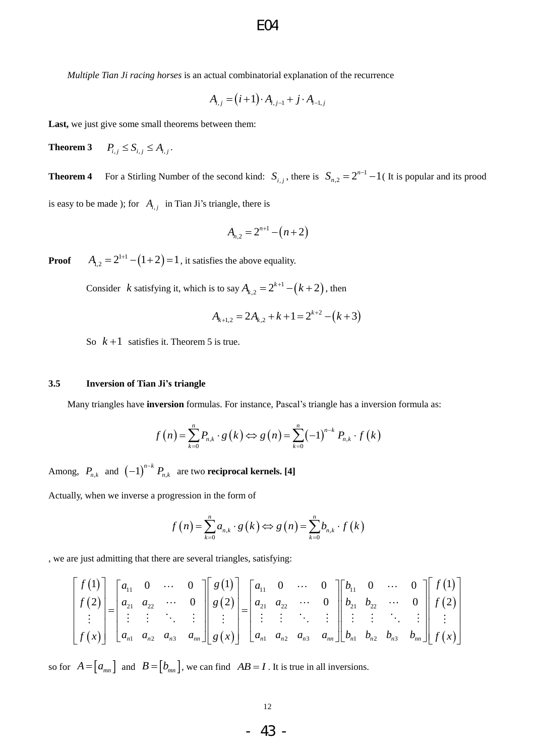*Multiple Tian Ji racing horses* is an actual combinatorial explanation of the recurrence

$$A_{i,j} = (i+1)\cdot A_{i,j-1} + j \cdot A_{i-1,j}$$

**Last,** we just give some small theorems between them:

**Theorem 3** $P_{i,j} \le S_{i,j} \le A_{i,j}$.

**Theorem 4** For a Stirling Number of the second kind: $S_{i,j}$, there is $S_{n,2} = 2^{n-1} - 1$( It is popular and its prood is easy to be made ); for $A_{i,j}$ in Tian Ji's triangle, there is

$$A_{n,2} = 2^{n+1} - (n+2)$$

**Proof** $A_{1,2} = 2^{1+1} - (1+2) = 1$, it satisfies the above equality.

Consider $k$ satisfying it, which is to say $A_{k,2} = 2^{k+1} - (k+2)$, then

$$A_{k+1,2} = 2A_{k,2} + k + 1 = 2^{k+2} - (k+3)$$

So $k+1$ satisfies it. Theorem 5 is true.

### 3.5 Inversion of Tian Ji's triangle

Many triangles have **inversion** formulas. For instance, Pascal's triangle has a inversion formula as:

$$f(n) = \sum_{k=0}^{n} P_{n,k} \cdot g(k) \Leftrightarrow g(n) = \sum_{k=0}^{n} (-1)^{n-k} P_{n,k} \cdot f(k)$$

Among, $P_{n,k}$ and $(-1)^{n-k} P_{n,k}$ are two **reciprocal kernels. [4]**

Actually, when we inverse a progression in the form of

$$f(n) = \sum_{k=0}^{n} a_{n,k} \cdot g(k) \Leftrightarrow g(n) = \sum_{k=0}^{n} b_{n,k} \cdot f(k)$$

, we are just admitting that there are several triangles, satisfying:

$$\begin{bmatrix} f(1) \\ f(2) \\ \vdots \\ f(x) \end{bmatrix} = \begin{bmatrix} a_{11} & 0 & \cdots & 0 \\ a_{21} & a_{22} & \cdots & 0 \\ \vdots & \vdots & \ddots & \vdots \\ a_{n1} & a_{n2} & a_{n3} & a_{nn} \end{bmatrix} \begin{bmatrix} g(1) \\ g(2) \\ \vdots \\ g(x) \end{bmatrix} = \begin{bmatrix} a_{11} & 0 & \cdots & 0 \\ a_{21} & a_{22} & \cdots & 0 \\ \vdots & \vdots & \ddots & \vdots \\ a_{n1} & a_{n2} & a_{n3} & a_{nn} \end{bmatrix} \begin{bmatrix} b_{11} & 0 & \cdots & 0 \\ b_{21} & b_{22} & \cdots & 0 \\ \vdots & \vdots & \ddots & \vdots \\ b_{n1} & b_{n2} & b_{n3} & b_{nn} \end{bmatrix} \begin{bmatrix} f(1) \\ f(2) \\ \vdots \\ f(x) \end{bmatrix}$$

so for $A = [a_{mn}]$ and $B = [b_{mn}]$, we can find $AB = I$. It is true in all inversions.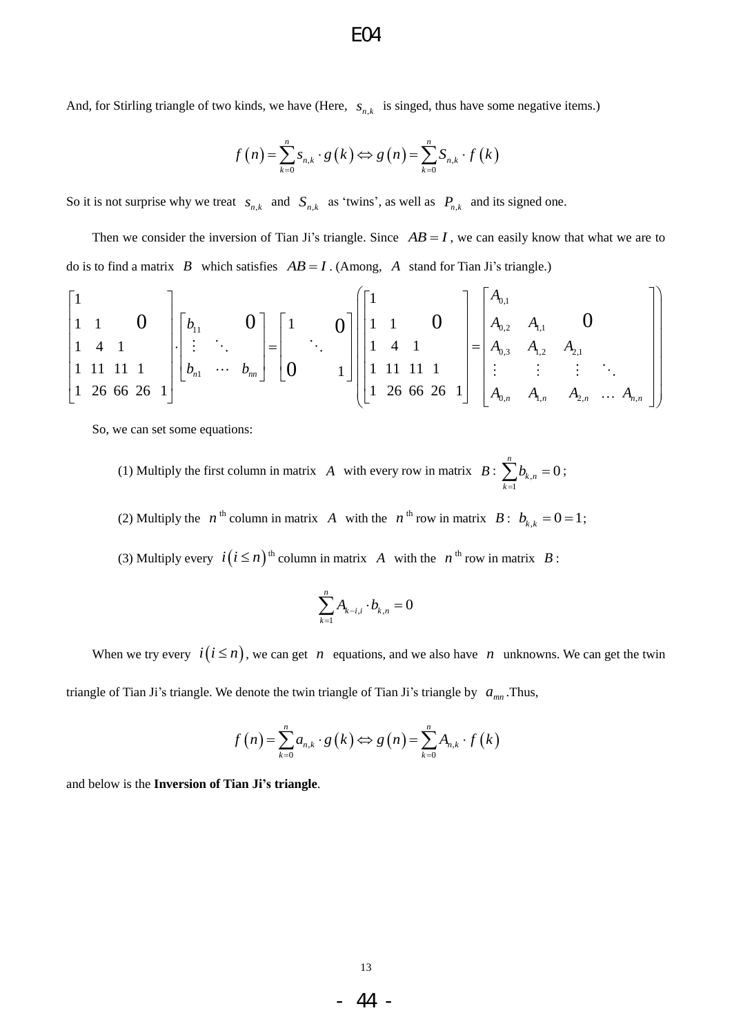And, for Stirling triangle of two kinds, we have (Here, $s_{n,k}$ is singed, thus have some negative items.)

$$f(n)=\sum_{k=0}^{n}s_{n,k}\cdot g(k)\Leftrightarrow g(n)=\sum_{k=0}^{n}S_{n,k}\cdot f(k)$$

So it is not surprise why we treat $s_{n,k}$ and $S_{n,k}$ as 'twins', as well as $P_{n,k}$ and its signed one.

Then we consider the inversion of Tian Ji's triangle. Since $AB=I$, we can easily know that what we are to do is to find a matrix $B$ which satisfies $AB=I$. (Among, $A$ stand for Tian Ji's triangle.)

$$\begin{bmatrix}1 & & & & \\ 1 & 1 & & 0 & \\ 1 & 4 & 1 & & \\ 1 & 11 & 11 & 1 & \\ 1 & 26 & 66 & 26 & 1\end{bmatrix}\cdot\begin{bmatrix}b_{11} & & 0\\ \vdots & \ddots & \\ b_{n1} & \cdots & b_{nn}\end{bmatrix}=\begin{bmatrix}1 & & 0\\ & \ddots & \\ 0 & & 1\end{bmatrix}\left(\begin{bmatrix}1 & & & & \\ 1 & 1 & & 0 & \\ 1 & 4 & 1 & & \\ 1 & 11 & 11 & 1 & \\ 1 & 26 & 66 & 26 & 1\end{bmatrix}=\begin{bmatrix}A_{0,1} & & & & \\ A_{0,2} & A_{1,1} & & 0 & \\ A_{0,3} & A_{1,2} & A_{2,1} & & \\ \vdots & \vdots & \vdots & \ddots & \\ A_{0,n} & A_{1,n} & A_{2,n} & \ldots & A_{n,n}\end{bmatrix}\right)$$

So, we can set some equations:

(1) Multiply the first column in matrix $A$ with every row in matrix $B$: $\sum_{k=1}^{n}b_{k,n}=0$;

(2) Multiply the $n^{\text{th}}$ column in matrix $A$ with the $n^{\text{th}}$ row in matrix $B$: $b_{k,k}=0=1$;

(3) Multiply every $i\left(i\le n\right)^{\text{th}}$ column in matrix $A$ with the $n^{\text{th}}$ row in matrix $B$:

$$\sum_{k=1}^{n}A_{k-i,i}\cdot b_{k,n}=0$$

When we try every $i\left(i\le n\right)$, we can get $n$ equations, and we also have $n$ unknowns. We can get the twin triangle of Tian Ji's triangle. We denote the twin triangle of Tian Ji's triangle by $a_{mn}$.Thus,

$$f(n)=\sum_{k=0}^{n}a_{n,k}\cdot g(k)\Leftrightarrow g(n)=\sum_{k=0}^{n}A_{n,k}\cdot f(k)$$

and below is the **Inversion of Tian Ji's triangle**.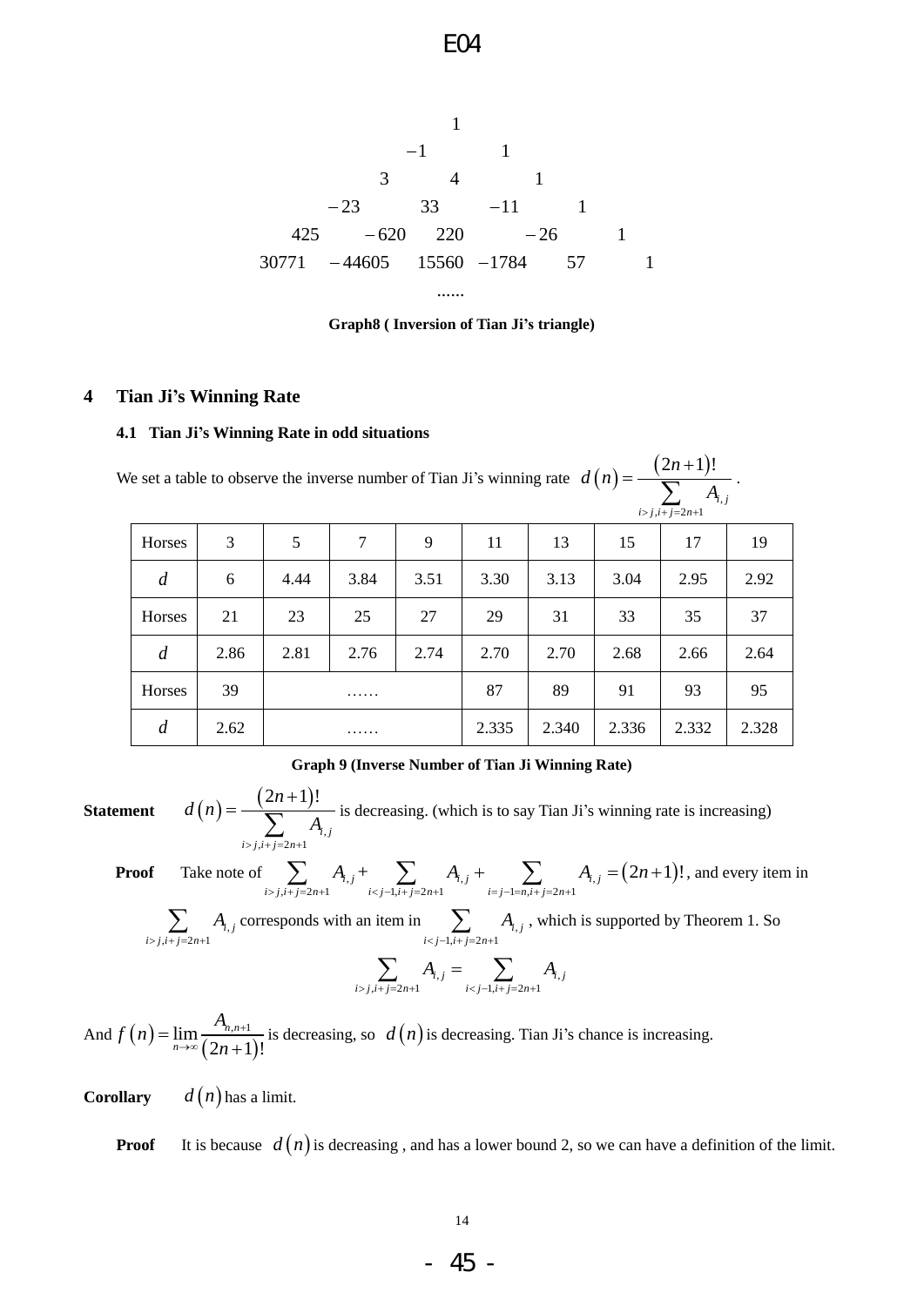$$
\begin{array}{cccccc}
 & & & & & 1 \\
 & & & & -1 & 1 \\
 & & & 3 & 4 & 1 \\
 & & -23 & 33 & -11 & 1 \\
 & 425 & -620 & 220 & -26 & 1 \\
30771 & -44605 & 15560 & -1784 & 57 & 1 \\
 & & & \ldots\ldots & &
\end{array}
$$

**Graph8 ( Inversion of Tian Ji's triangle)**

## 4 Tian Ji's Winning Rate

### 4.1 Tian Ji's Winning Rate in odd situations

We set a table to observe the inverse number of Tian Ji's winning rate $d(n)=\dfrac{(2n+1)!}{\sum\limits_{i>j,i+j=2n+1} A_{i,j}}$.

| Horses | 3 | 5 | 7 | 9 | 11 | 13 | 15 | 17 | 19 |
|---|---|---|---|---|---|---|---|---|---|
| $d$ | 6 | 4.44 | 3.84 | 3.51 | 3.30 | 3.13 | 3.04 | 2.95 | 2.92 |
| Horses | 21 | 23 | 25 | 27 | 29 | 31 | 33 | 35 | 37 |
| $d$ | 2.86 | 2.81 | 2.76 | 2.74 | 2.70 | 2.70 | 2.68 | 2.66 | 2.64 |
| Horses | 39 | …… | | | 87 | 89 | 91 | 93 | 95 |
| $d$ | 2.62 | …… | | | 2.335 | 2.340 | 2.336 | 2.332 | 2.328 |

**Graph 9 (Inverse Number of Tian Ji Winning Rate)**

**Statement** $d(n)=\dfrac{(2n+1)!}{\sum\limits_{i>j,i+j=2n+1} A_{i,j}}$ is decreasing. (which is to say Tian Ji's winning rate is increasing)

**Proof** Take note of $\sum\limits_{i>j,i+j=2n+1} A_{i,j}+\sum\limits_{i<j-1,i+j=2n+1} A_{i,j}+\sum\limits_{i=j-1=n,i+j=2n+1} A_{i,j}=(2n+1)!$, and every item in $\sum\limits_{i>j,i+j=2n+1} A_{i,j}$ corresponds with an item in $\sum\limits_{i<j-1,i+j=2n+1} A_{i,j}$, which is supported by Theorem 1. So

$$\sum_{i>j,i+j=2n+1} A_{i,j}=\sum_{i<j-1,i+j=2n+1} A_{i,j}$$

And $f(n)=\lim\limits_{n\to\infty}\dfrac{A_{n,n+1}}{(2n+1)!}$ is decreasing, so $d(n)$ is decreasing. Tian Ji's chance is increasing.

**Corollary** $d(n)$ has a limit.

**Proof** It is because $d(n)$ is decreasing , and has a lower bound 2, so we can have a definition of the limit.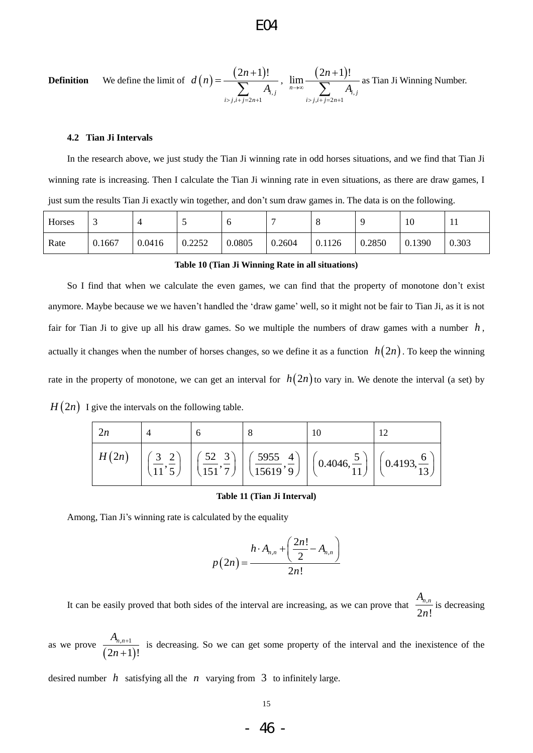**Definition** We define the limit of $d(n)=\dfrac{(2n+1)!}{\sum\limits_{i>j,i+j=2n+1} A_{i,j}}$, $\lim\limits_{n\to\infty}\dfrac{(2n+1)!}{\sum\limits_{i>j,i+j=2n+1} A_{i,j}}$ as Tian Ji Winning Number.

### 4.2 Tian Ji Intervals

In the research above, we just study the Tian Ji winning rate in odd horses situations, and we find that Tian Ji winning rate is increasing. Then I calculate the Tian Ji winning rate in even situations, as there are draw games, I just sum the results Tian Ji exactly win together, and don't sum draw games in. The data is on the following.

| Horses | 3 | 4 | 5 | 6 | 7 | 8 | 9 | 10 | 11 |
|---|---|---|---|---|---|---|---|---|---|
| Rate | 0.1667 | 0.0416 | 0.2252 | 0.0805 | 0.2604 | 0.1126 | 0.2850 | 0.1390 | 0.303 |

**Table 10 (Tian Ji Winning Rate in all situations)**

So I find that when we calculate the even games, we can find that the property of monotone don't exist anymore. Maybe because we we haven't handled the 'draw game' well, so it might not be fair to Tian Ji, as it is not fair for Tian Ji to give up all his draw games. So we multiple the numbers of draw games with a number $h$, actually it changes when the number of horses changes, so we define it as a function $h(2n)$. To keep the winning rate in the property of monotone, we can get an interval for $h(2n)$ to vary in. We denote the interval (a set) by $H(2n)$ I give the intervals on the following table.

| $2n$ | 4 | 6 | 8 | 10 | 12 |
|---|---|---|---|---|---|
| $H(2n)$ | $\left(\frac{3}{11},\frac{2}{5}\right)$ | $\left(\frac{52}{151},\frac{3}{7}\right)$ | $\left(\frac{5955}{15619},\frac{4}{9}\right)$ | $\left(0.4046,\frac{5}{11}\right)$ | $\left(0.4193,\frac{6}{13}\right)$ |

**Table 11 (Tian Ji Interval)**

Among, Tian Ji's winning rate is calculated by the equality

$$p(2n)=\frac{h\cdot A_{n,n}+\left(\frac{2n!}{2}-A_{n,n}\right)}{2n!}$$

It can be easily proved that both sides of the interval are increasing, as we can prove that $\frac{A_{n,n}}{2n!}$ is decreasing as we prove $\frac{A_{n,n+1}}{(2n+1)!}$ is decreasing. So we can get some property of the interval and the inexistence of the desired number $h$ satisfying all the $n$ varying from $3$ to infinitely large.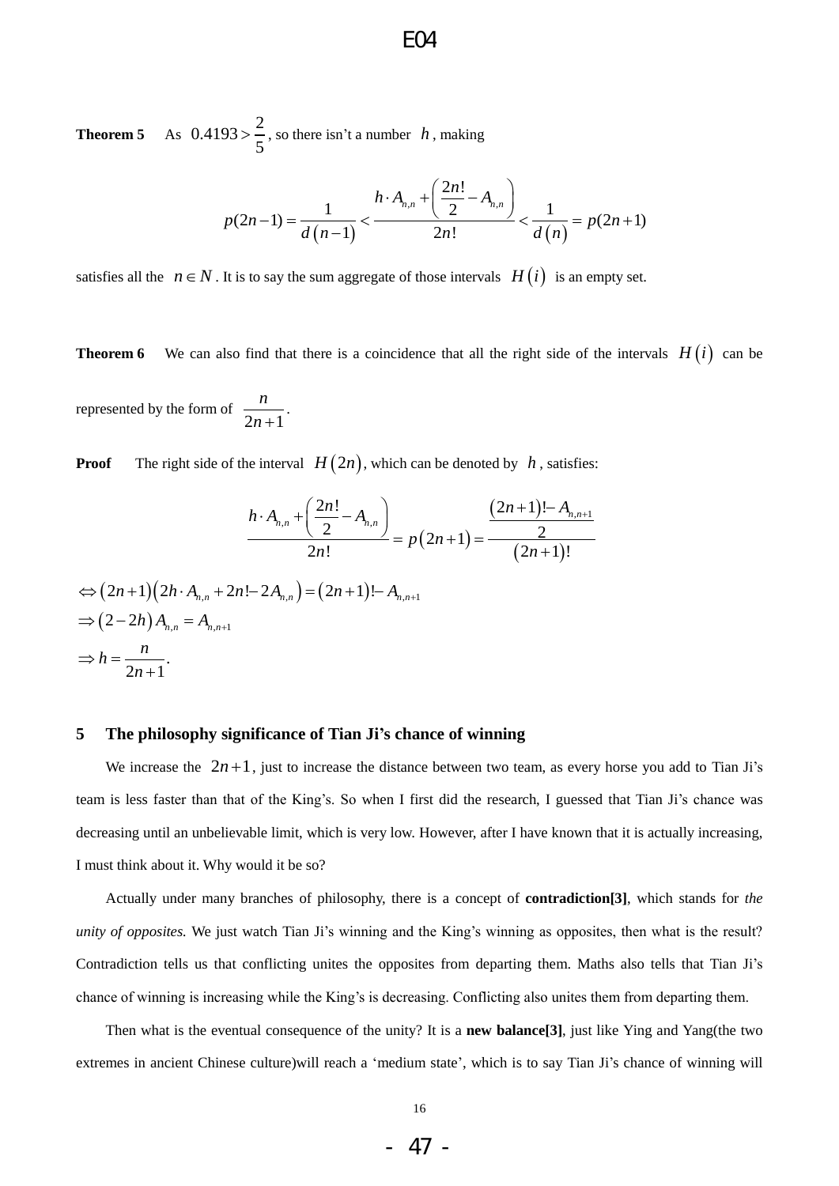**Theorem 5** As $0.4193 > \dfrac{2}{5}$, so there isn't a number $h$, making

$$p(2n-1) = \frac{1}{d(n-1)} < \frac{h \cdot A_{n,n} + \left(\dfrac{2n!}{2} - A_{n,n}\right)}{2n!} < \frac{1}{d(n)} = p(2n+1)$$

satisfies all the $n \in N$. It is to say the sum aggregate of those intervals $H(i)$ is an empty set.

**Theorem 6** We can also find that there is a coincidence that all the right side of the intervals $H(i)$ can be represented by the form of $\dfrac{n}{2n+1}$.

**Proof** The right side of the interval $H(2n)$, which can be denoted by $h$, satisfies:

$$\frac{h \cdot A_{n,n} + \left(\dfrac{2n!}{2} - A_{n,n}\right)}{2n!} = p(2n+1) = \frac{\dfrac{(2n+1)! - A_{n,n+1}}{2}}{(2n+1)!}$$

$$\Leftrightarrow (2n+1)\left(2h \cdot A_{n,n} + 2n! - 2A_{n,n}\right) = (2n+1)! - A_{n,n+1}$$

$$\Rightarrow (2-2h)A_{n,n} = A_{n,n+1}$$

$$\Rightarrow h = \frac{n}{2n+1}.$$

## 5 The philosophy significance of Tian Ji's chance of winning

We increase the $2n+1$, just to increase the distance between two team, as every horse you add to Tian Ji's team is less faster than that of the King's. So when I first did the research, I guessed that Tian Ji's chance was decreasing until an unbelievable limit, which is very low. However, after I have known that it is actually increasing, I must think about it. Why would it be so?

Actually under many branches of philosophy, there is a concept of **contradiction[3]**, which stands for *the unity of opposites.* We just watch Tian Ji's winning and the King's winning as opposites, then what is the result? Contradiction tells us that conflicting unites the opposites from departing them. Maths also tells that Tian Ji's chance of winning is increasing while the King's is decreasing. Conflicting also unites them from departing them.

Then what is the eventual consequence of the unity? It is a **new balance[3]**, just like Ying and Yang(the two extremes in ancient Chinese culture)will reach a 'medium state', which is to say Tian Ji's chance of winning will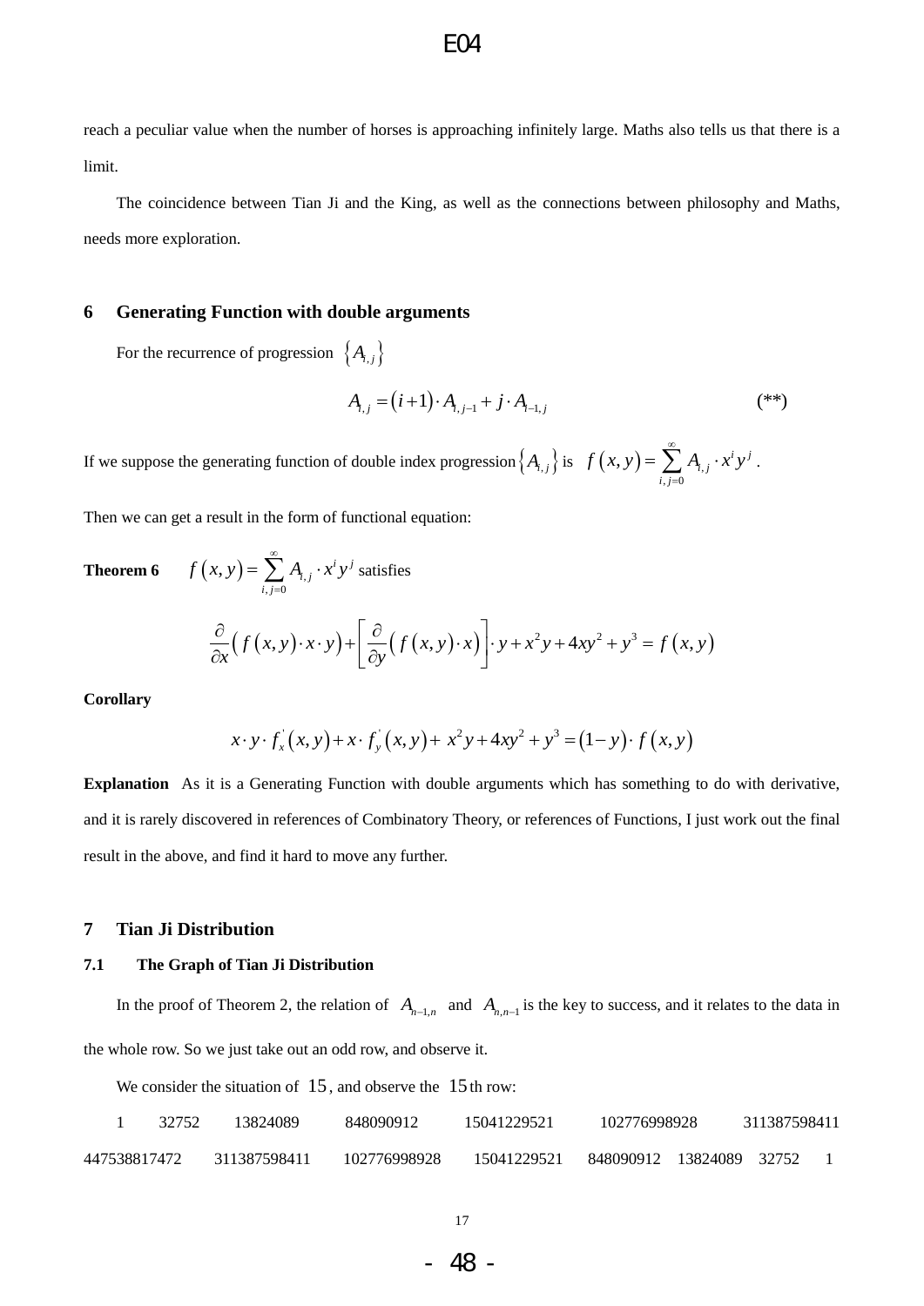reach a peculiar value when the number of horses is approaching infinitely large. Maths also tells us that there is a limit.

The coincidence between Tian Ji and the King, as well as the connections between philosophy and Maths, needs more exploration.

## 6 Generating Function with double arguments

For the recurrence of progression $\{A_{i,j}\}$

$$A_{i,j} = (i+1)\cdot A_{i,j-1} + j \cdot A_{i-1,j} \qquad (**)$$

If we suppose the generating function of double index progression $\{A_{i,j}\}$ is $f(x,y) = \sum_{i,j=0}^{\infty} A_{i,j} \cdot x^i y^j$ .

Then we can get a result in the form of functional equation:

**Theorem 6** $f(x,y) = \sum_{i,j=0}^{\infty} A_{i,j} \cdot x^i y^j$ satisfies

$$\frac{\partial}{\partial x}\left( f(x,y)\cdot x \cdot y\right) + \left[\frac{\partial}{\partial y}\left( f(x,y)\cdot x\right)\right]\cdot y + x^2 y + 4xy^2 + y^3 = f(x,y)$$

**Corollary**

$$x \cdot y \cdot f_x^{'}(x,y) + x \cdot f_y^{'}(x,y) + x^2 y + 4xy^2 + y^3 = (1-y)\cdot f(x,y)$$

**Explanation** As it is a Generating Function with double arguments which has something to do with derivative, and it is rarely discovered in references of Combinatory Theory, or references of Functions, I just work out the final result in the above, and find it hard to move any further.

## 7 Tian Ji Distribution

### 7.1 The Graph of Tian Ji Distribution

In the proof of Theorem 2, the relation of $A_{n-1,n}$ and $A_{n,n-1}$ is the key to success, and it relates to the data in the whole row. So we just take out an odd row, and observe it.

We consider the situation of $15$, and observe the $15$th row:

1 32752 13824089 848090912 15041229521 102776998928 311387598411 447538817472 311387598411 102776998928 15041229521 848090912 13824089 32752 1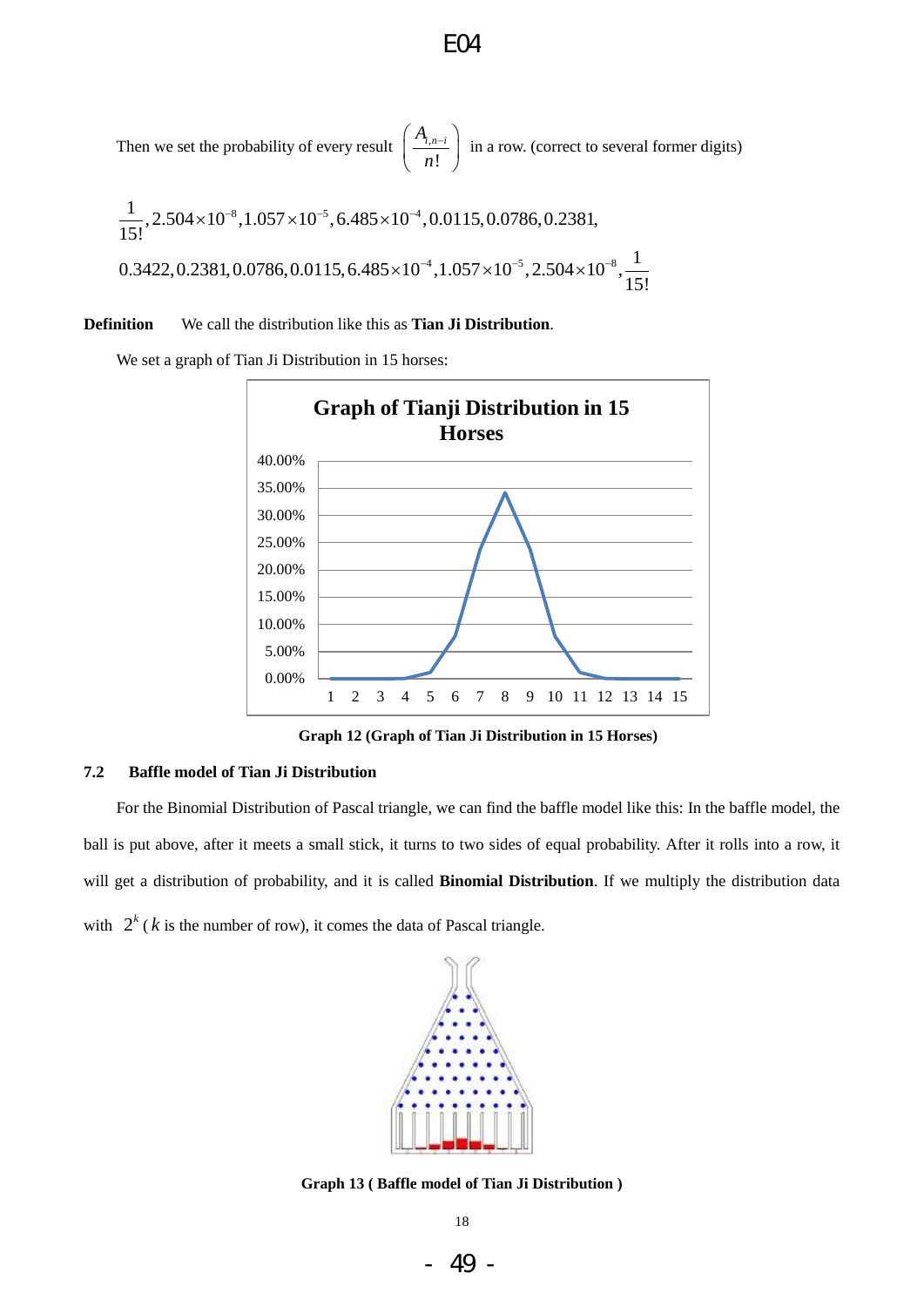Then we set the probability of every result $\left(\frac{A_{i,n-i}}{n!}\right)$ in a row. (correct to several former digits)

$$\frac{1}{15!}, 2.504\times10^{-8}, 1.057\times10^{-5}, 6.485\times10^{-4}, 0.0115, 0.0786, 0.2381,$$

$$0.3422, 0.2381, 0.0786, 0.0115, 6.485\times10^{-4}, 1.057\times10^{-5}, 2.504\times10^{-8}, \frac{1}{15!}$$

**Definition** We call the distribution like this as **Tian Ji Distribution**.

We set a graph of Tian Ji Distribution in 15 horses:

**Graph 12 (Graph of Tian Ji Distribution in 15 Horses)**

### 7.2 Baffle model of Tian Ji Distribution

For the Binomial Distribution of Pascal triangle, we can find the baffle model like this: In the baffle model, the ball is put above, after it meets a small stick, it turns to two sides of equal probability. After it rolls into a row, it will get a distribution of probability, and it is called **Binomial Distribution**. If we multiply the distribution data with $2^k$ ( $k$ is the number of row), it comes the data of Pascal triangle.

**Graph 13 ( Baffle model of Tian Ji Distribution )**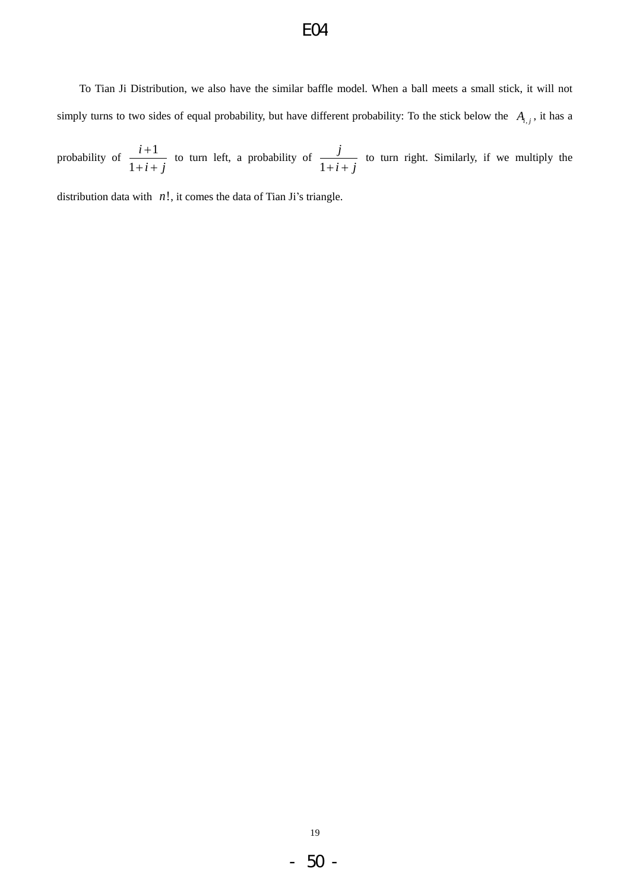To Tian Ji Distribution, we also have the similar baffle model. When a ball meets a small stick, it will not simply turns to two sides of equal probability, but have different probability: To the stick below the $A_{i,j}$, it has a probability of $\frac{i+1}{1+i+j}$ to turn left, a probability of $\frac{j}{1+i+j}$ to turn right. Similarly, if we multiply the distribution data with $n!$, it comes the data of Tian Ji's triangle.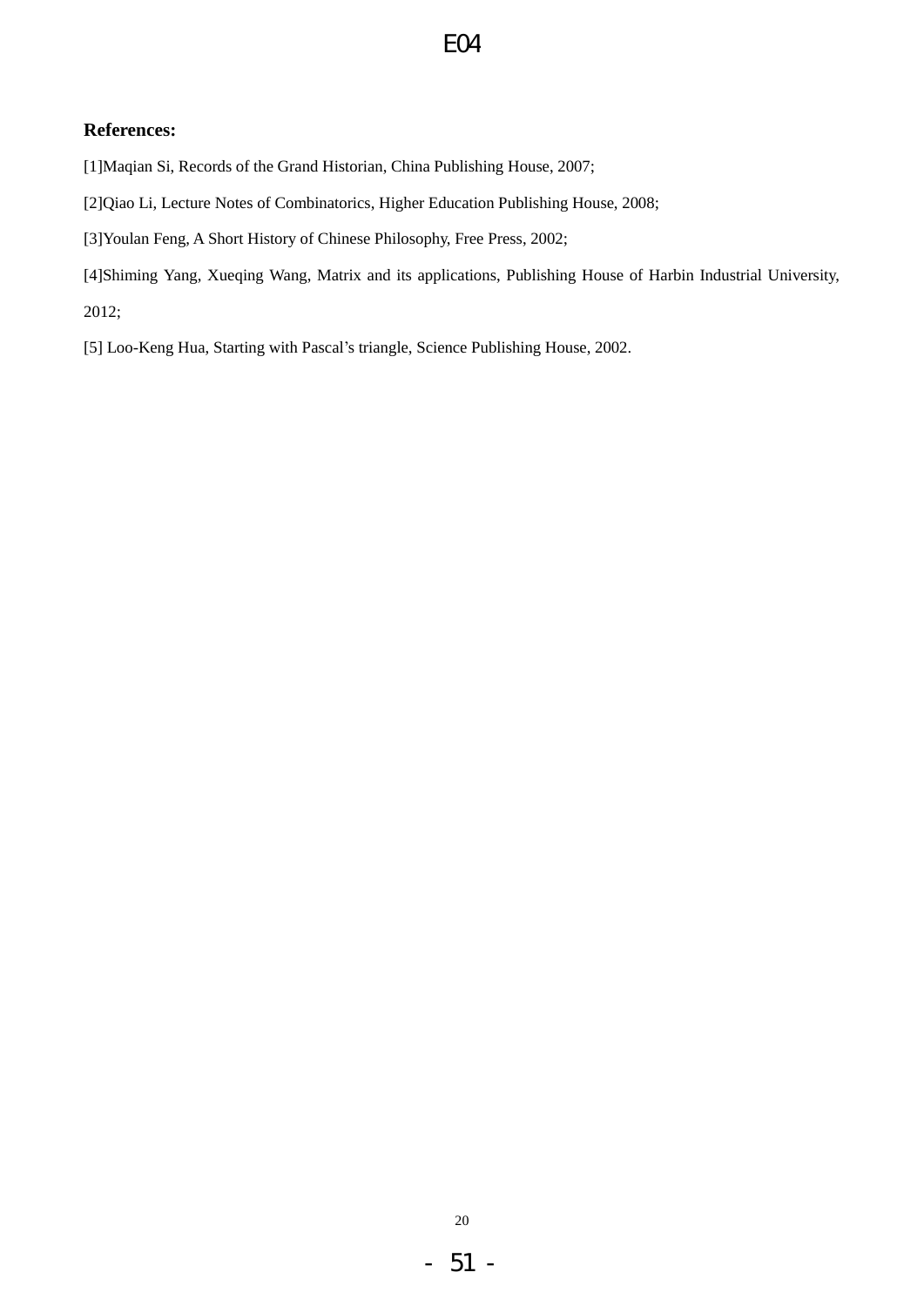**References:**

[1]Maqian Si, Records of the Grand Historian, China Publishing House, 2007;

[2]Qiao Li, Lecture Notes of Combinatorics, Higher Education Publishing House, 2008;

[3]Youlan Feng, A Short History of Chinese Philosophy, Free Press, 2002;

[4]Shiming Yang, Xueqing Wang, Matrix and its applications, Publishing House of Harbin Industrial University, 2012;

[5] Loo-Keng Hua, Starting with Pascal's triangle, Science Publishing House, 2002.